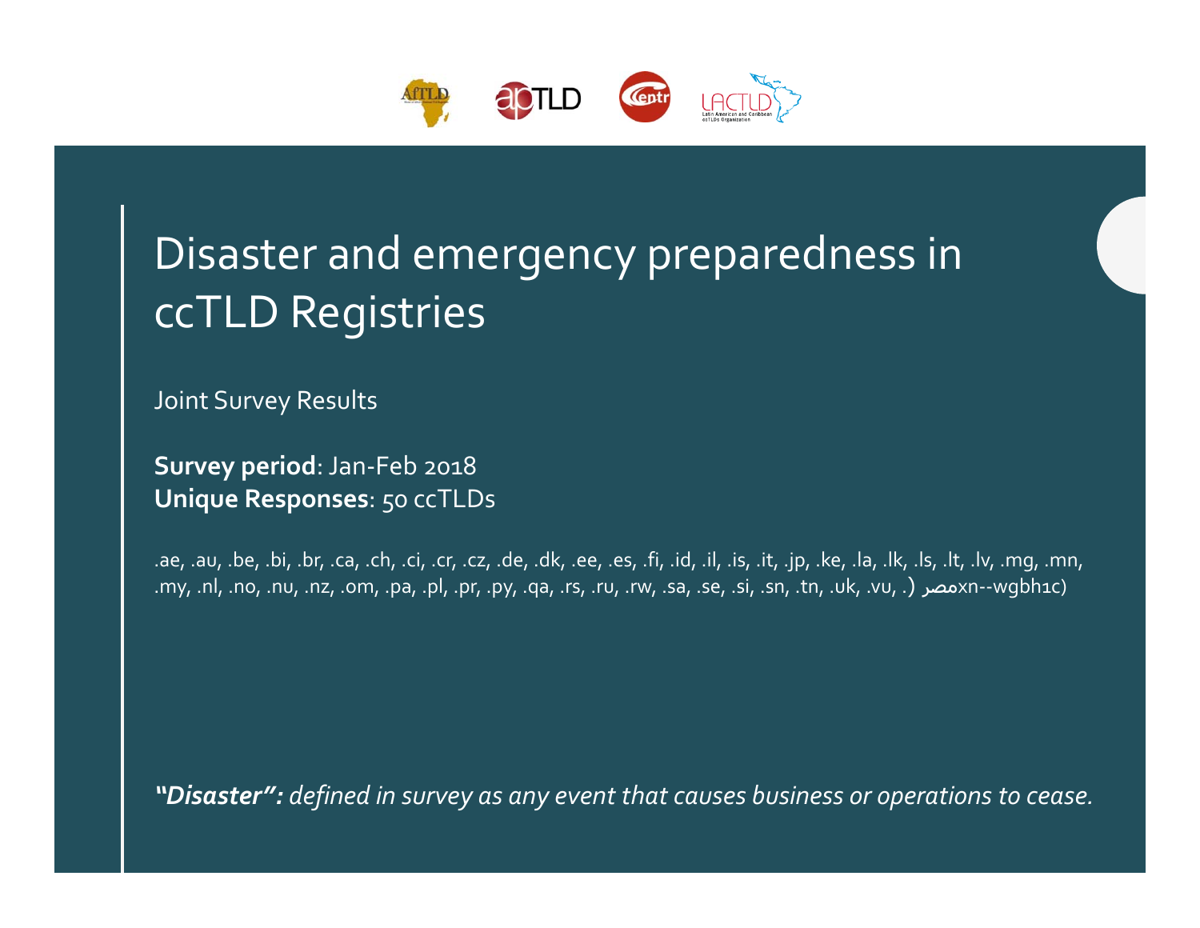# Disaster and emergency preparedness in ccTLD Registries

Joint Survey Results

**Survey period**: Jan-Feb 2018
**Unique Responses**: 50 ccTLDs

.ae, .au, .be, .bi, .br, .ca, .ch, .ci, .cr, .cz, .de, .dk, .ee, .es, .fi, .id, .il, .is, .it, .jp, .ke, .la, .lk, .ls, .lt, .lv, .mg, .mn, .my, .nl, .no, .nu, .nz, .om, .pa, .pl, .pr, .py, .qa, .rs, .ru, .rw, .sa, .se, .si, .sn, .tn, .uk, .vu, .مصر (xn--wgbh1c)

***"Disaster":*** *defined in survey as any event that causes business or operations to cease.*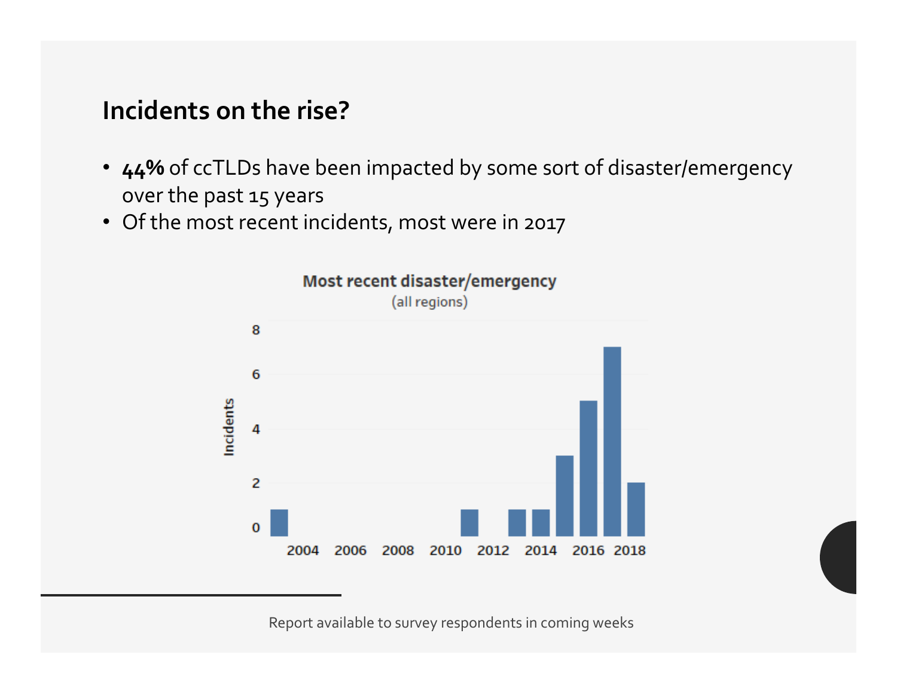## Incidents on the rise?

- **44%** of ccTLDs have been impacted by some sort of disaster/emergency over the past 15 years
- Of the most recent incidents, most were in 2017

Most recent disaster/emergency

(all regions)

Report available to survey respondents in coming weeks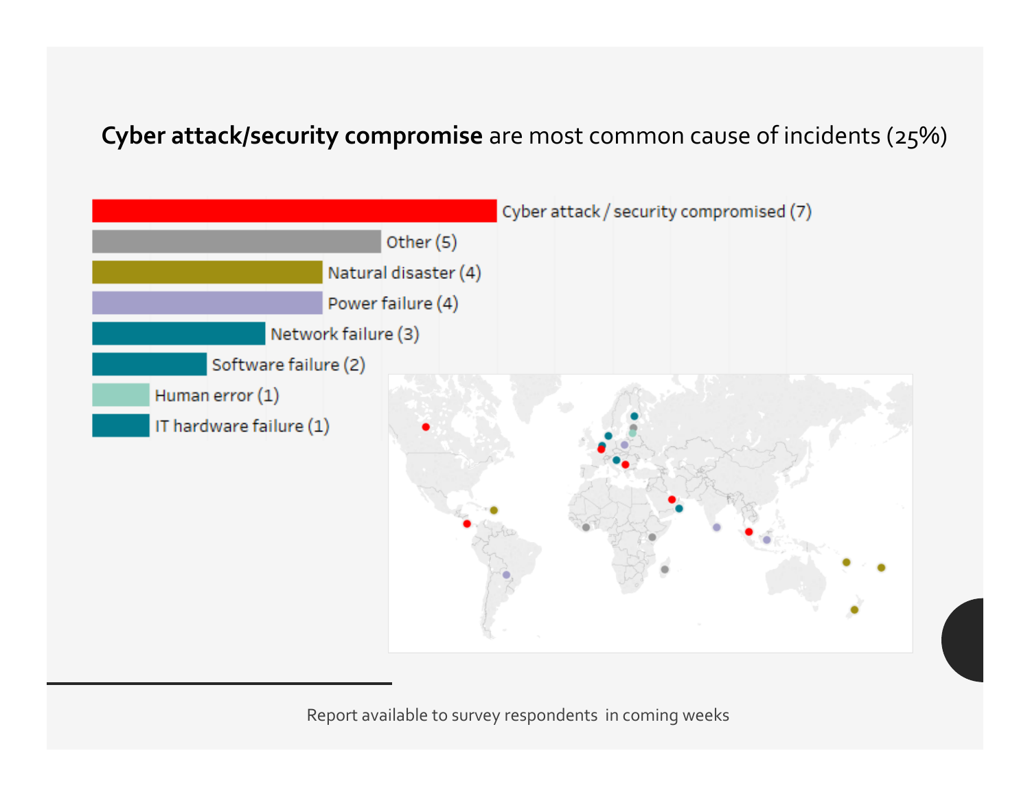## **Cyber attack/security compromise** are most common cause of incidents (25%)

| Cause | Count |
|---|---|
| Cyber attack / security compromised | 7 |
| Other | 5 |
| Natural disaster | 4 |
| Power failure | 4 |
| Network failure | 3 |
| Software failure | 2 |
| Human error | 1 |
| IT hardware failure | 1 |

Report available to survey respondents in coming weeks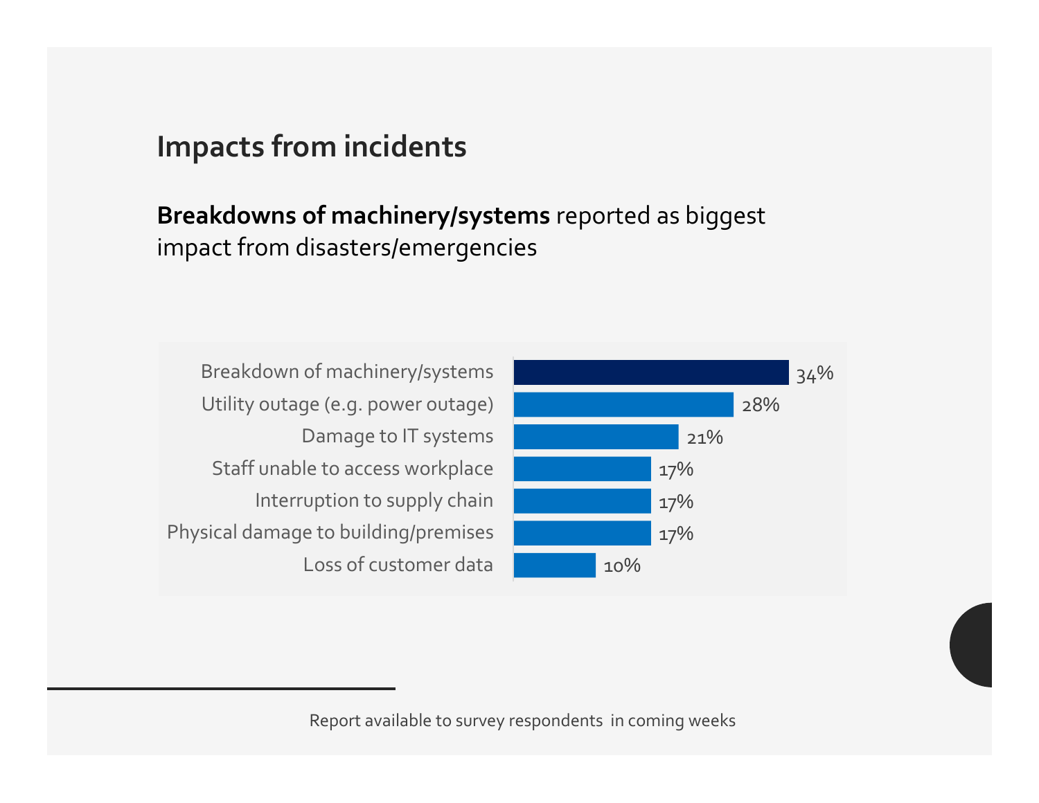# Impacts from incidents

**Breakdowns of machinery/systems** reported as biggest impact from disasters/emergencies

| Impact | % |
| --- | --- |
| Breakdown of machinery/systems | 34% |
| Utility outage (e.g. power outage) | 28% |
| Damage to IT systems | 21% |
| Staff unable to access workplace | 17% |
| Interruption to supply chain | 17% |
| Physical damage to building/premises | 17% |
| Loss of customer data | 10% |

Report available to survey respondents in coming weeks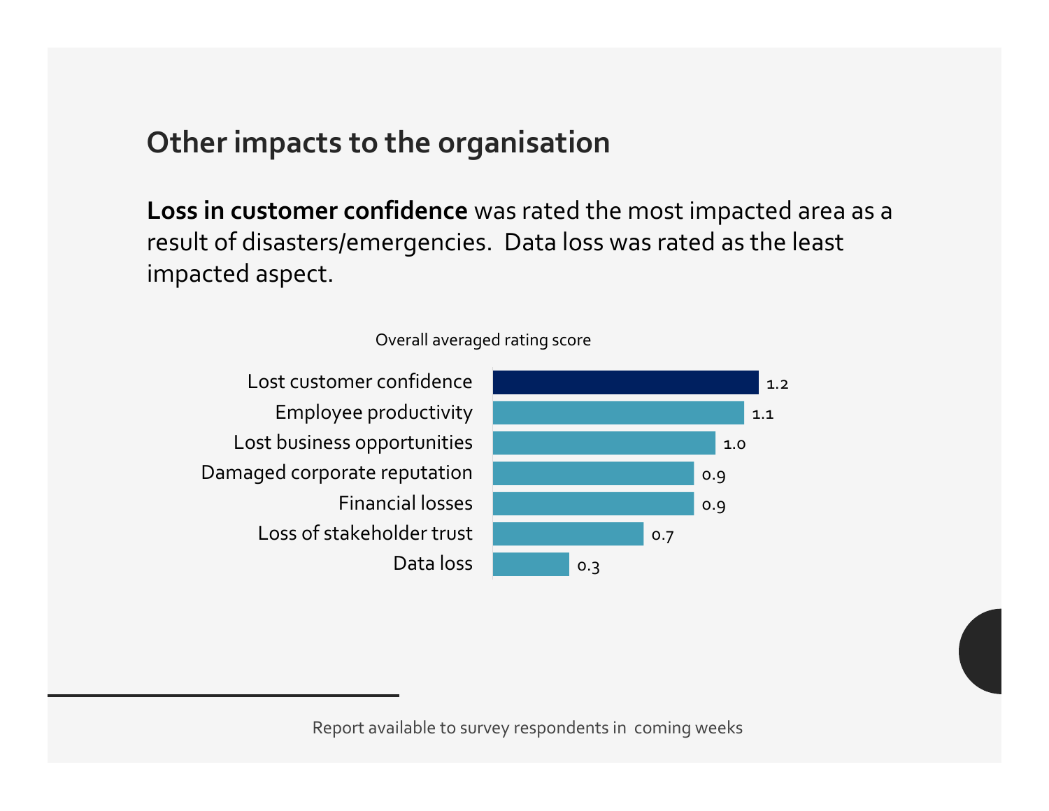## Other impacts to the organisation

**Loss in customer confidence** was rated the most impacted area as a result of disasters/emergencies. Data loss was rated as the least impacted aspect.

Overall averaged rating score

| Impact | Score |
|---|---|
| Lost customer confidence | 1.2 |
| Employee productivity | 1.1 |
| Lost business opportunities | 1.0 |
| Damaged corporate reputation | 0.9 |
| Financial losses | 0.9 |
| Loss of stakeholder trust | 0.7 |
| Data loss | 0.3 |

Report available to survey respondents in coming weeks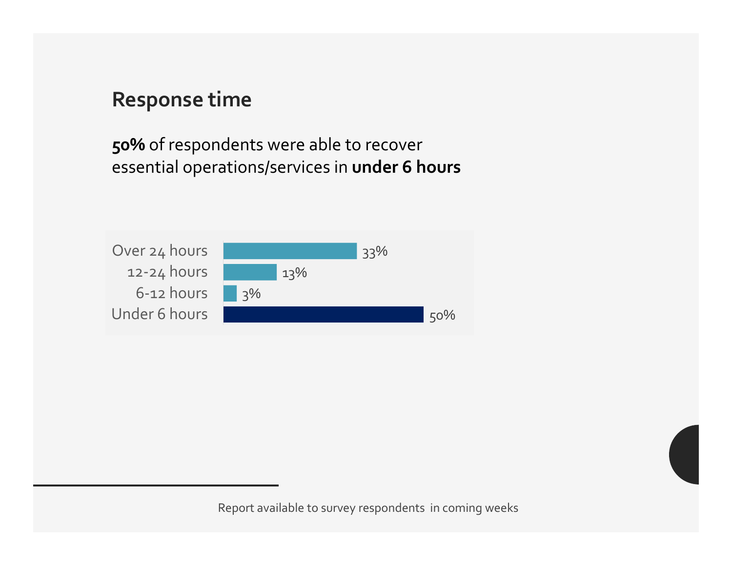## Response time

**50%** of respondents were able to recover essential operations/services in **under 6 hours**

| Response time | Percentage |
| --- | --- |
| Over 24 hours | 33% |
| 12-24 hours | 13% |
| 6-12 hours | 3% |
| Under 6 hours | 50% |

Report available to survey respondents in coming weeks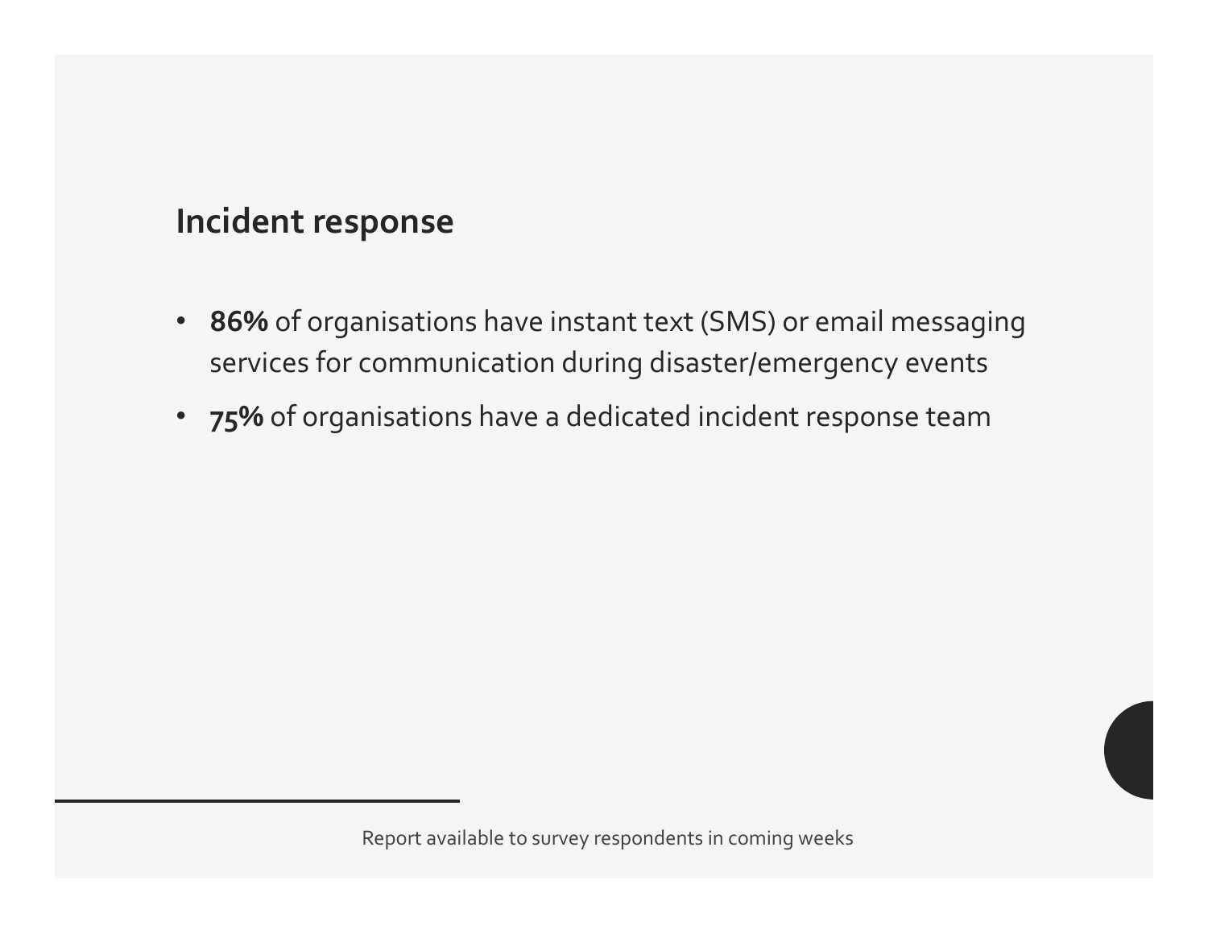## Incident response

- **86%** of organisations have instant text (SMS) or email messaging services for communication during disaster/emergency events
- **75%** of organisations have a dedicated incident response team

Report available to survey respondents in coming weeks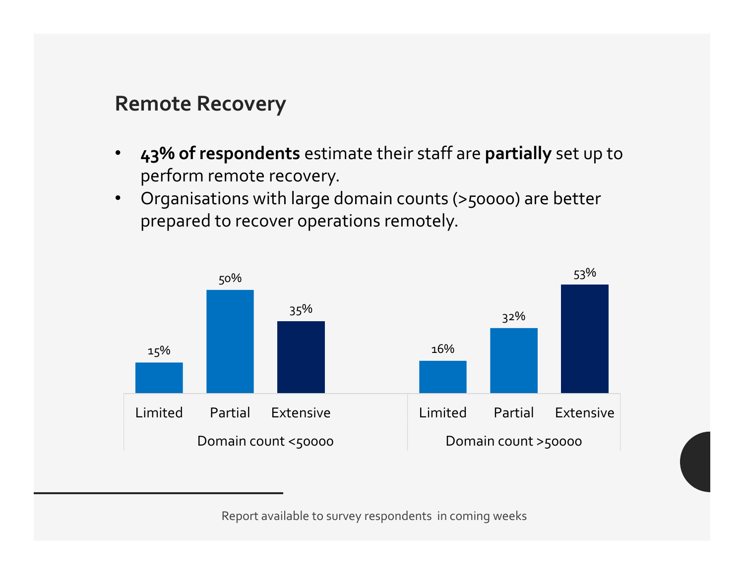## Remote Recovery

- **43% of respondents** estimate their staff are **partially** set up to perform remote recovery.
- Organisations with large domain counts (>50000) are better prepared to recover operations remotely.

| | Limited | Partial | Extensive |
|---|---|---|---|
| Domain count <50000 | 15% | 50% | 35% |
| Domain count >50000 | 16% | 32% | 53% |

Report available to survey respondents in coming weeks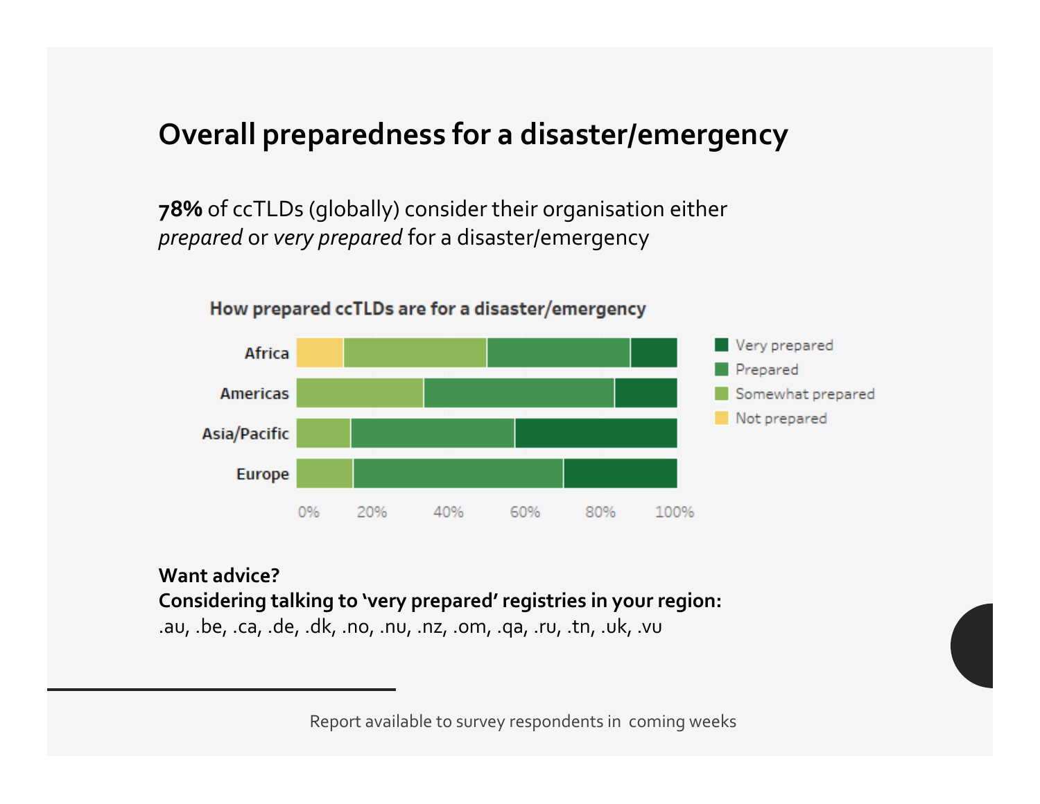# Overall preparedness for a disaster/emergency

**78%** of ccTLDs (globally) consider their organisation either *prepared* or *very prepared* for a disaster/emergency

**How prepared ccTLDs are for a disaster/emergency**

**Want advice?**
**Considering talking to 'very prepared' registries in your region:**
.au, .be, .ca, .de, .dk, .no, .nu, .nz, .om, .qa, .ru, .tn, .uk, .vu

Report available to survey respondents in coming weeks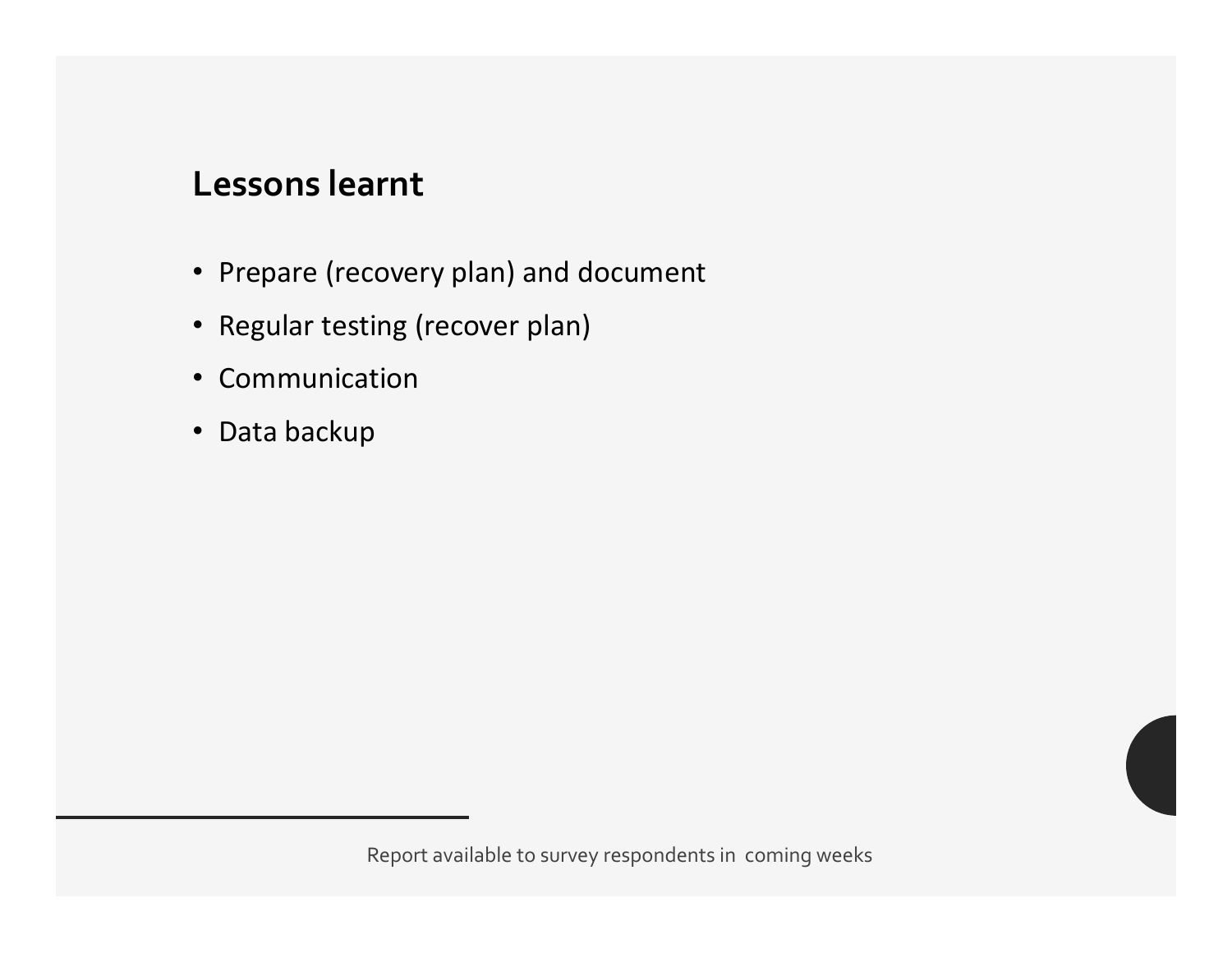## Lessons learnt

- Prepare (recovery plan) and document
- Regular testing (recover plan)
- Communication
- Data backup

Report available to survey respondents in coming weeks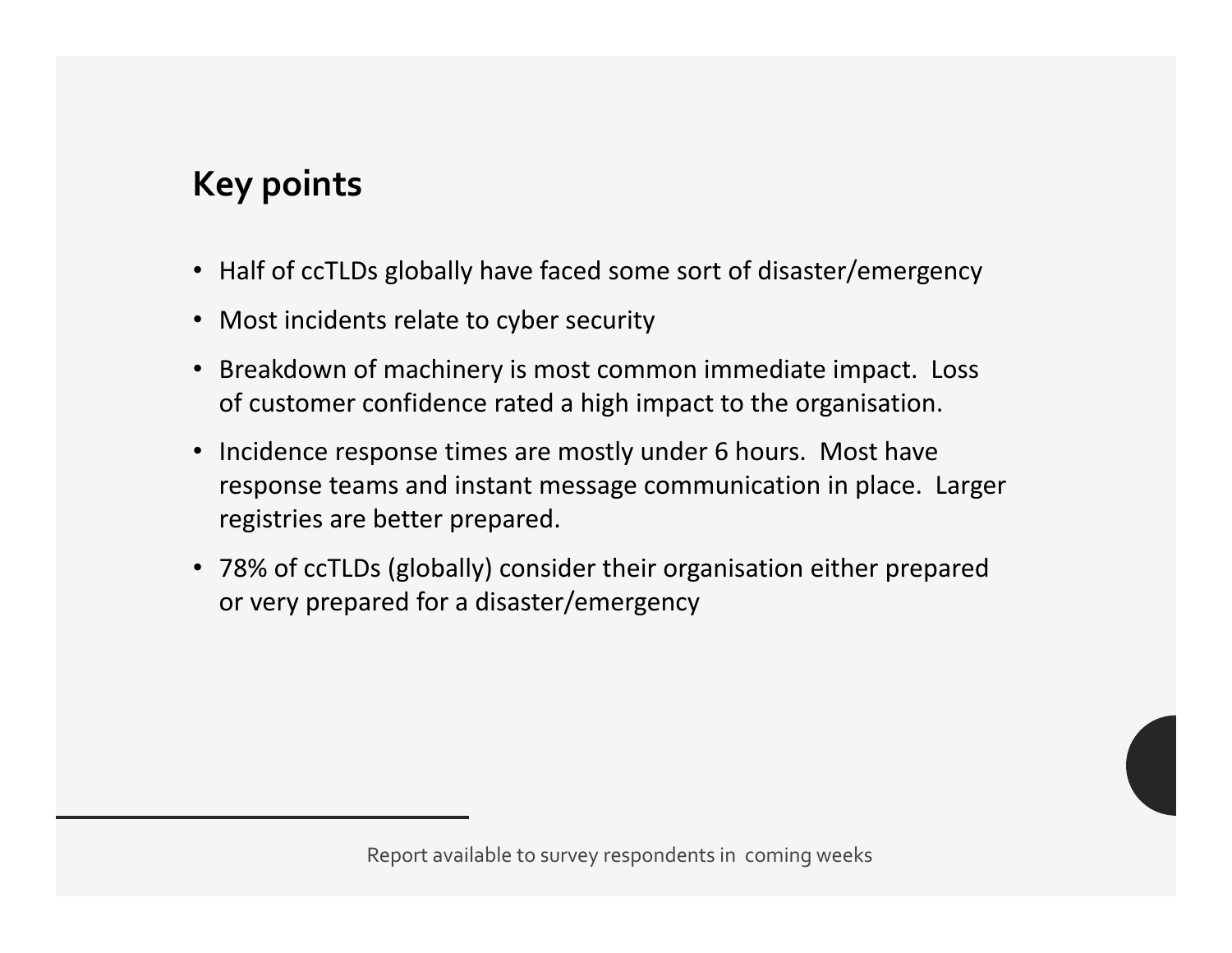## Key points

- Half of ccTLDs globally have faced some sort of disaster/emergency
- Most incidents relate to cyber security
- Breakdown of machinery is most common immediate impact. Loss of customer confidence rated a high impact to the organisation.
- Incidence response times are mostly under 6 hours. Most have response teams and instant message communication in place. Larger registries are better prepared.
- 78% of ccTLDs (globally) consider their organisation either prepared or very prepared for a disaster/emergency

Report available to survey respondents in coming weeks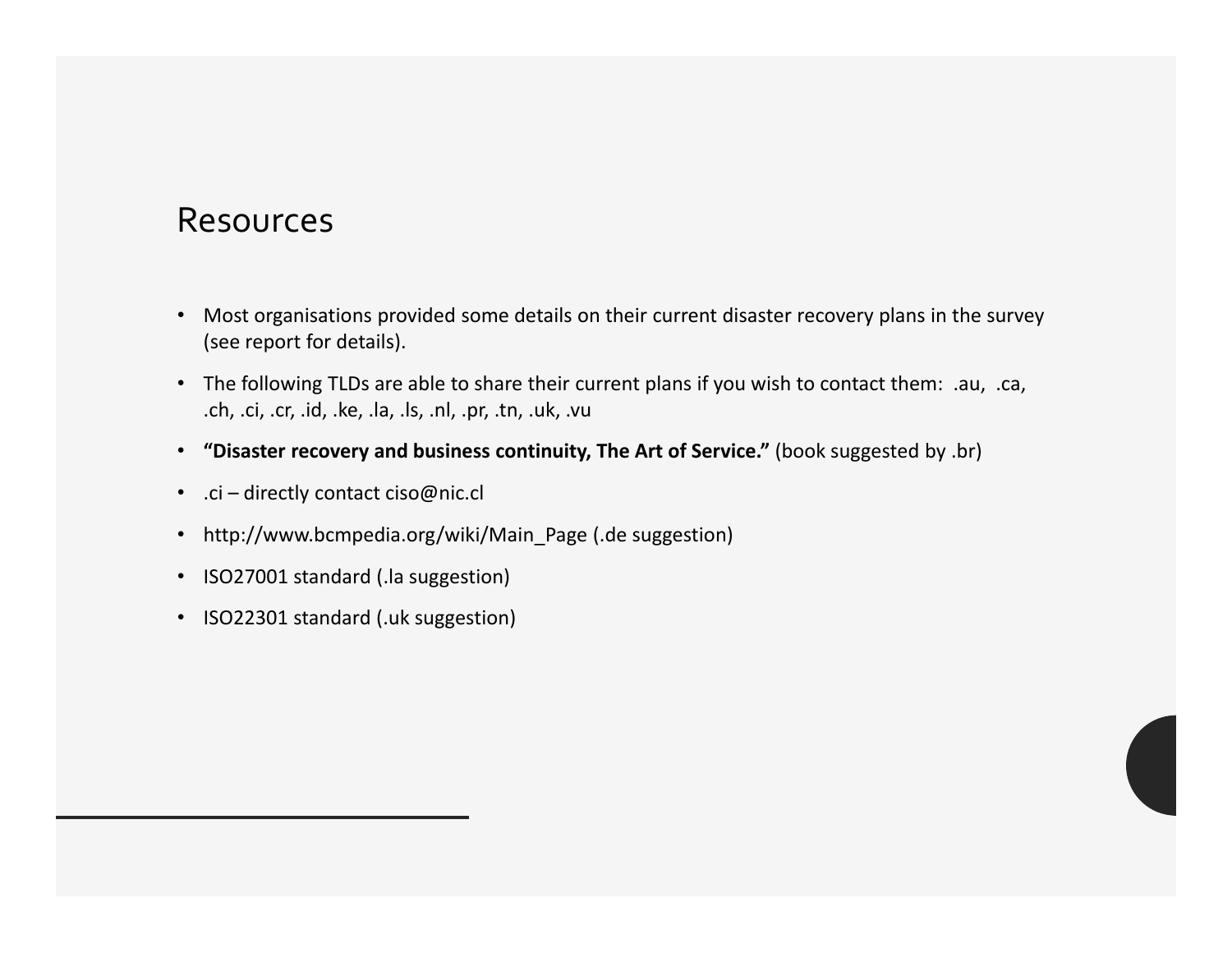# Resources

- Most organisations provided some details on their current disaster recovery plans in the survey (see report for details).
- The following TLDs are able to share their current plans if you wish to contact them: .au, .ca, .ch, .ci, .cr, .id, .ke, .la, .ls, .nl, .pr, .tn, .uk, .vu
- **"Disaster recovery and business continuity, The Art of Service."** (book suggested by .br)
- .ci – directly contact ciso@nic.cl
- http://www.bcmpedia.org/wiki/Main_Page (.de suggestion)
- ISO27001 standard (.la suggestion)
- ISO22301 standard (.uk suggestion)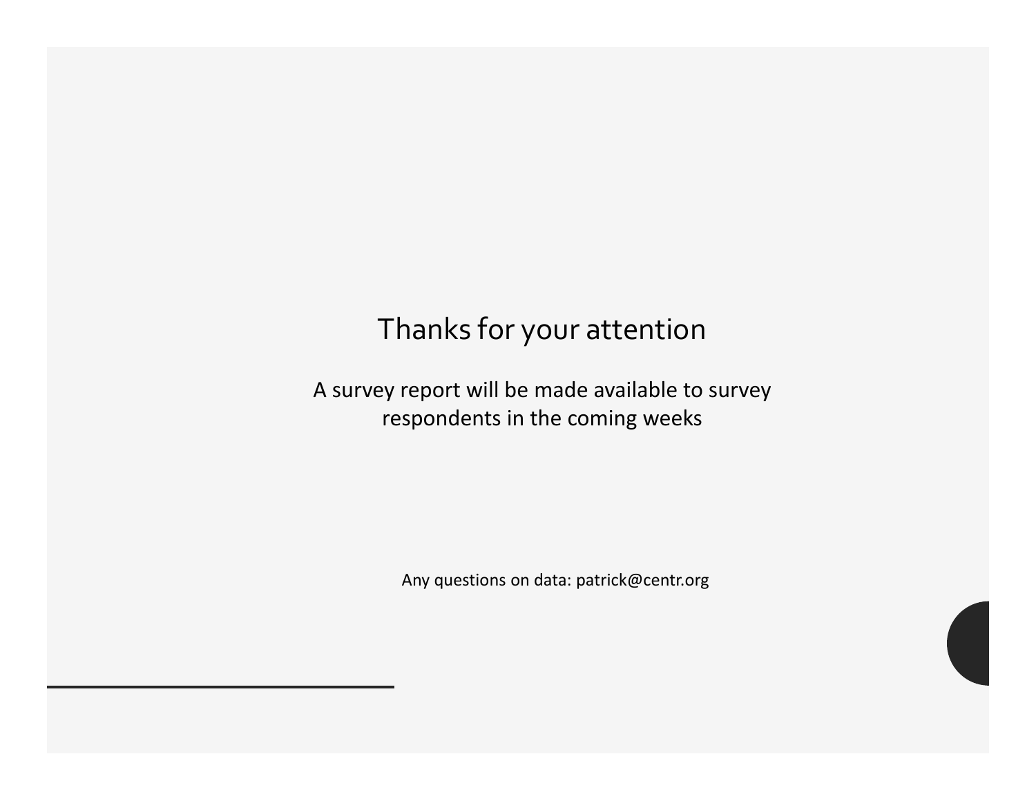# Thanks for your attention

A survey report will be made available to survey respondents in the coming weeks

Any questions on data: patrick@centr.org